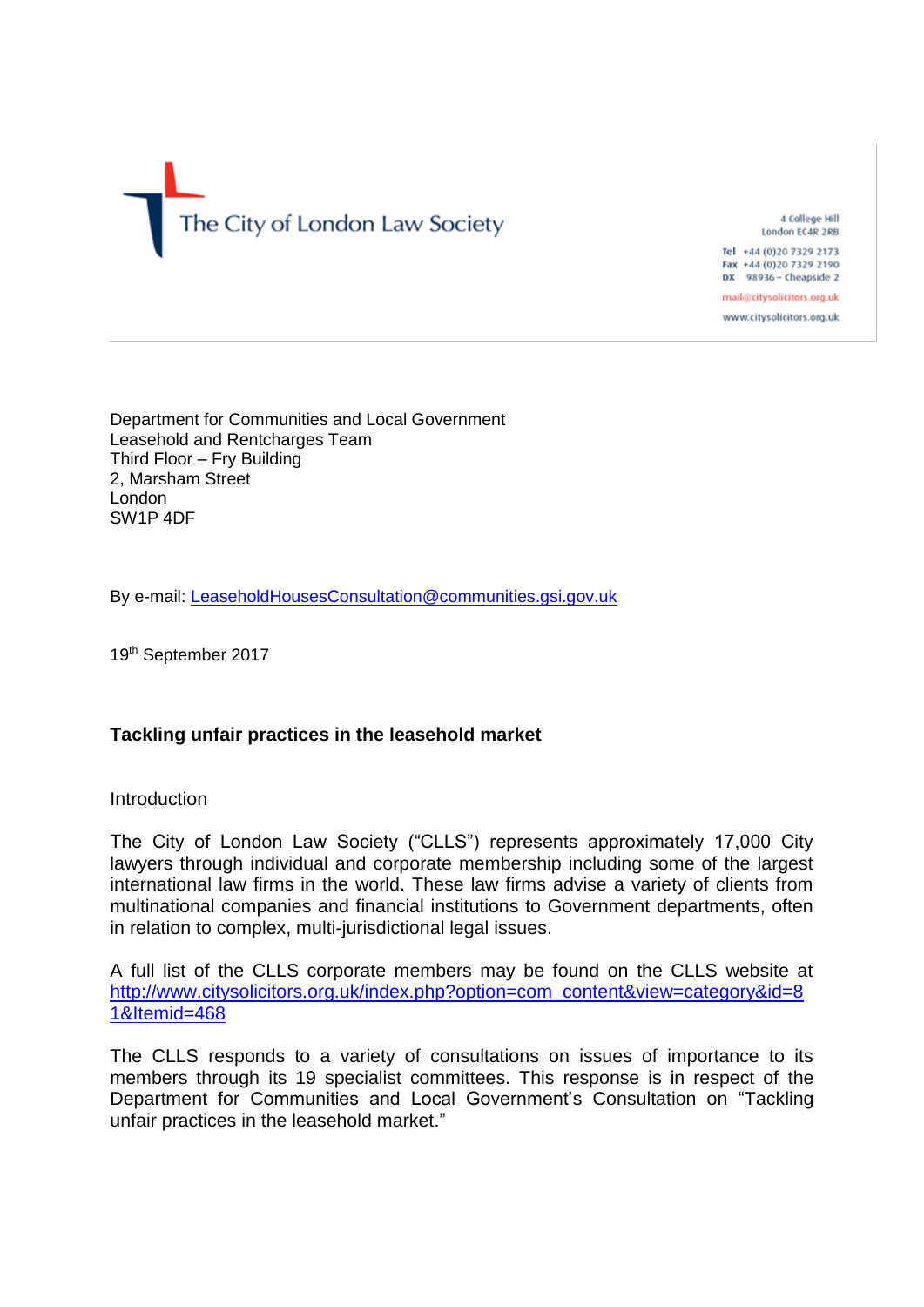The City of London Law Society

4 College Hill
London EC4R 2RB

**Tel** +44 (0)20 7329 2173
**Fax** +44 (0)20 7329 2190
**DX** 98936 – Cheapside 2

mail@citysolicitors.org.uk

www.citysolicitors.org.uk

Department for Communities and Local Government
Leasehold and Rentcharges Team
Third Floor – Fry Building
2, Marsham Street
London
SW1P 4DF

By e-mail: LeaseholdHousesConsultation@communities.gsi.gov.uk

19th September 2017

**Tackling unfair practices in the leasehold market**

Introduction

The City of London Law Society ("CLLS") represents approximately 17,000 City lawyers through individual and corporate membership including some of the largest international law firms in the world. These law firms advise a variety of clients from multinational companies and financial institutions to Government departments, often in relation to complex, multi-jurisdictional legal issues.

A full list of the CLLS corporate members may be found on the CLLS website at http://www.citysolicitors.org.uk/index.php?option=com_content&view=category&id=81&Itemid=468

The CLLS responds to a variety of consultations on issues of importance to its members through its 19 specialist committees. This response is in respect of the Department for Communities and Local Government's Consultation on "Tackling unfair practices in the leasehold market."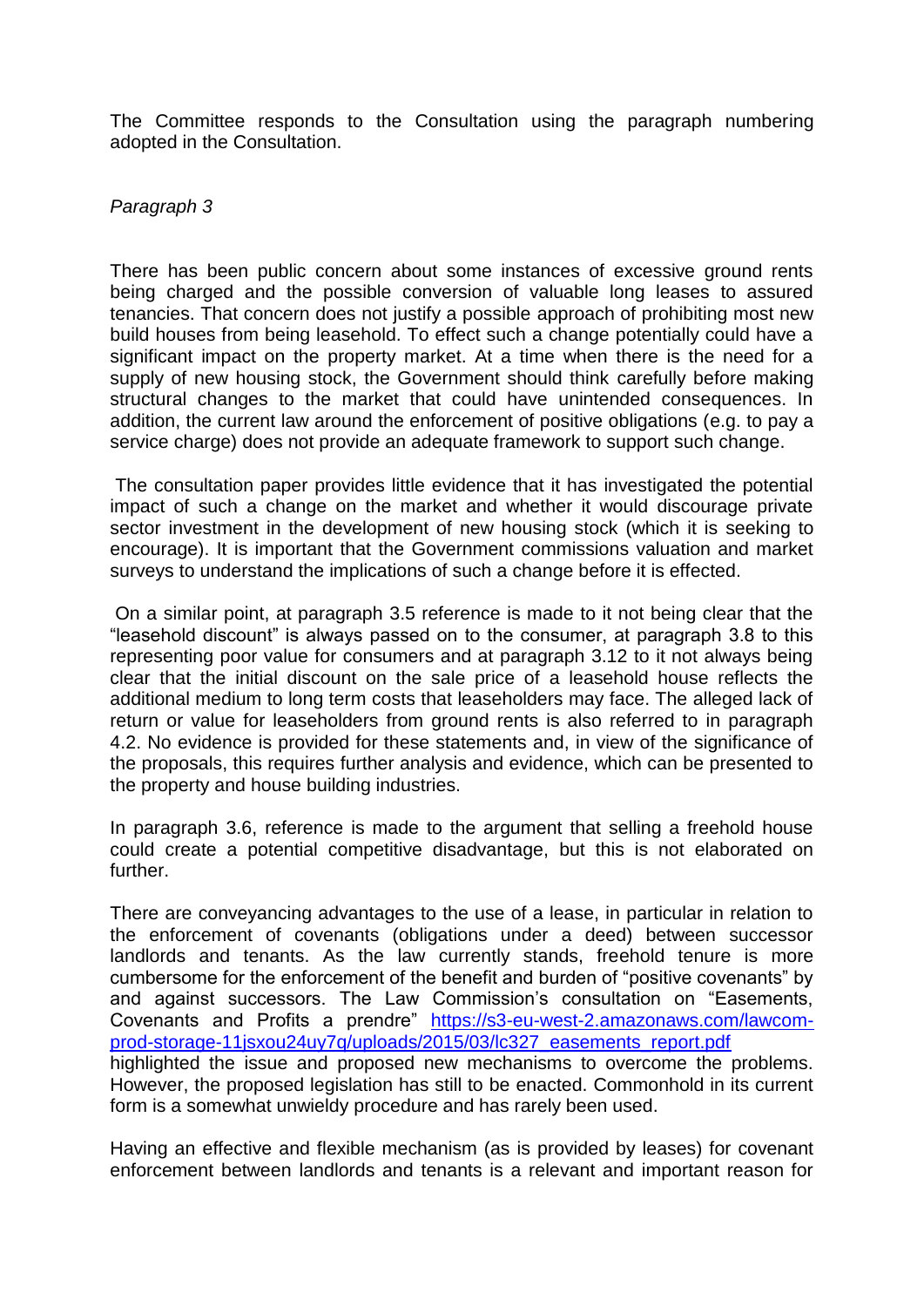The Committee responds to the Consultation using the paragraph numbering adopted in the Consultation.

*Paragraph 3*

There has been public concern about some instances of excessive ground rents being charged and the possible conversion of valuable long leases to assured tenancies. That concern does not justify a possible approach of prohibiting most new build houses from being leasehold. To effect such a change potentially could have a significant impact on the property market. At a time when there is the need for a supply of new housing stock, the Government should think carefully before making structural changes to the market that could have unintended consequences. In addition, the current law around the enforcement of positive obligations (e.g. to pay a service charge) does not provide an adequate framework to support such change.

The consultation paper provides little evidence that it has investigated the potential impact of such a change on the market and whether it would discourage private sector investment in the development of new housing stock (which it is seeking to encourage). It is important that the Government commissions valuation and market surveys to understand the implications of such a change before it is effected.

On a similar point, at paragraph 3.5 reference is made to it not being clear that the "leasehold discount" is always passed on to the consumer, at paragraph 3.8 to this representing poor value for consumers and at paragraph 3.12 to it not always being clear that the initial discount on the sale price of a leasehold house reflects the additional medium to long term costs that leaseholders may face. The alleged lack of return or value for leaseholders from ground rents is also referred to in paragraph 4.2. No evidence is provided for these statements and, in view of the significance of the proposals, this requires further analysis and evidence, which can be presented to the property and house building industries.

In paragraph 3.6, reference is made to the argument that selling a freehold house could create a potential competitive disadvantage, but this is not elaborated on further.

There are conveyancing advantages to the use of a lease, in particular in relation to the enforcement of covenants (obligations under a deed) between successor landlords and tenants. As the law currently stands, freehold tenure is more cumbersome for the enforcement of the benefit and burden of "positive covenants" by and against successors. The Law Commission's consultation on "Easements, Covenants and Profits a prendre" https://s3-eu-west-2.amazonaws.com/lawcom-prod-storage-11jsxou24uy7q/uploads/2015/03/lc327_easements_report.pdf highlighted the issue and proposed new mechanisms to overcome the problems. However, the proposed legislation has still to be enacted. Commonhold in its current form is a somewhat unwieldy procedure and has rarely been used.

Having an effective and flexible mechanism (as is provided by leases) for covenant enforcement between landlords and tenants is a relevant and important reason for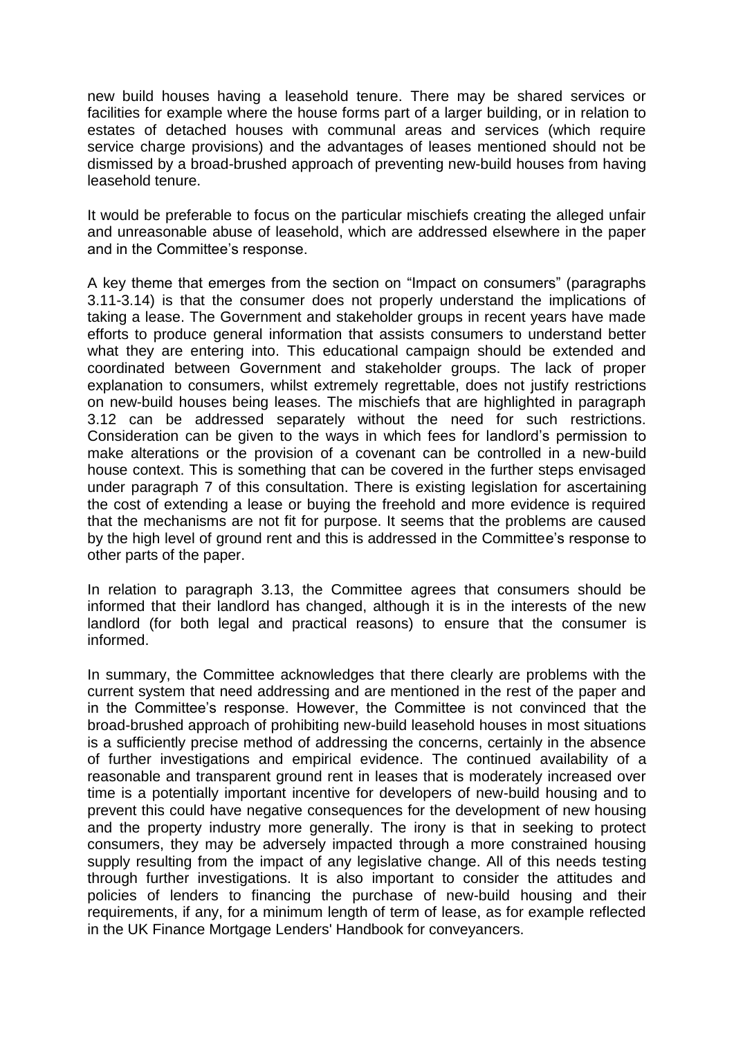new build houses having a leasehold tenure. There may be shared services or facilities for example where the house forms part of a larger building, or in relation to estates of detached houses with communal areas and services (which require service charge provisions) and the advantages of leases mentioned should not be dismissed by a broad-brushed approach of preventing new-build houses from having leasehold tenure.

It would be preferable to focus on the particular mischiefs creating the alleged unfair and unreasonable abuse of leasehold, which are addressed elsewhere in the paper and in the Committee's response.

A key theme that emerges from the section on "Impact on consumers" (paragraphs 3.11-3.14) is that the consumer does not properly understand the implications of taking a lease. The Government and stakeholder groups in recent years have made efforts to produce general information that assists consumers to understand better what they are entering into. This educational campaign should be extended and coordinated between Government and stakeholder groups. The lack of proper explanation to consumers, whilst extremely regrettable, does not justify restrictions on new-build houses being leases. The mischiefs that are highlighted in paragraph 3.12 can be addressed separately without the need for such restrictions. Consideration can be given to the ways in which fees for landlord's permission to make alterations or the provision of a covenant can be controlled in a new-build house context. This is something that can be covered in the further steps envisaged under paragraph 7 of this consultation. There is existing legislation for ascertaining the cost of extending a lease or buying the freehold and more evidence is required that the mechanisms are not fit for purpose. It seems that the problems are caused by the high level of ground rent and this is addressed in the Committee's response to other parts of the paper.

In relation to paragraph 3.13, the Committee agrees that consumers should be informed that their landlord has changed, although it is in the interests of the new landlord (for both legal and practical reasons) to ensure that the consumer is informed.

In summary, the Committee acknowledges that there clearly are problems with the current system that need addressing and are mentioned in the rest of the paper and in the Committee's response. However, the Committee is not convinced that the broad-brushed approach of prohibiting new-build leasehold houses in most situations is a sufficiently precise method of addressing the concerns, certainly in the absence of further investigations and empirical evidence. The continued availability of a reasonable and transparent ground rent in leases that is moderately increased over time is a potentially important incentive for developers of new-build housing and to prevent this could have negative consequences for the development of new housing and the property industry more generally. The irony is that in seeking to protect consumers, they may be adversely impacted through a more constrained housing supply resulting from the impact of any legislative change. All of this needs testing through further investigations. It is also important to consider the attitudes and policies of lenders to financing the purchase of new-build housing and their requirements, if any, for a minimum length of term of lease, as for example reflected in the UK Finance Mortgage Lenders' Handbook for conveyancers.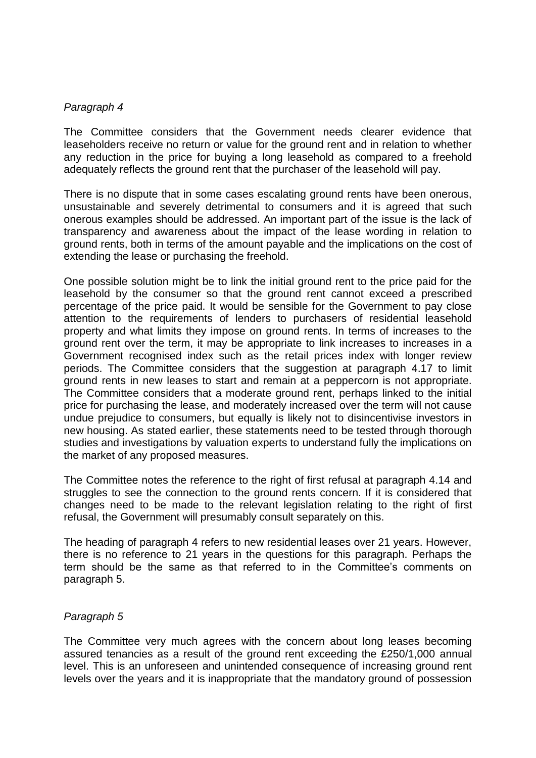*Paragraph 4*

The Committee considers that the Government needs clearer evidence that leaseholders receive no return or value for the ground rent and in relation to whether any reduction in the price for buying a long leasehold as compared to a freehold adequately reflects the ground rent that the purchaser of the leasehold will pay.

There is no dispute that in some cases escalating ground rents have been onerous, unsustainable and severely detrimental to consumers and it is agreed that such onerous examples should be addressed. An important part of the issue is the lack of transparency and awareness about the impact of the lease wording in relation to ground rents, both in terms of the amount payable and the implications on the cost of extending the lease or purchasing the freehold.

One possible solution might be to link the initial ground rent to the price paid for the leasehold by the consumer so that the ground rent cannot exceed a prescribed percentage of the price paid. It would be sensible for the Government to pay close attention to the requirements of lenders to purchasers of residential leasehold property and what limits they impose on ground rents. In terms of increases to the ground rent over the term, it may be appropriate to link increases to increases in a Government recognised index such as the retail prices index with longer review periods. The Committee considers that the suggestion at paragraph 4.17 to limit ground rents in new leases to start and remain at a peppercorn is not appropriate. The Committee considers that a moderate ground rent, perhaps linked to the initial price for purchasing the lease, and moderately increased over the term will not cause undue prejudice to consumers, but equally is likely not to disincentivise investors in new housing. As stated earlier, these statements need to be tested through thorough studies and investigations by valuation experts to understand fully the implications on the market of any proposed measures.

The Committee notes the reference to the right of first refusal at paragraph 4.14 and struggles to see the connection to the ground rents concern. If it is considered that changes need to be made to the relevant legislation relating to the right of first refusal, the Government will presumably consult separately on this.

The heading of paragraph 4 refers to new residential leases over 21 years. However, there is no reference to 21 years in the questions for this paragraph. Perhaps the term should be the same as that referred to in the Committee's comments on paragraph 5.

*Paragraph 5*

The Committee very much agrees with the concern about long leases becoming assured tenancies as a result of the ground rent exceeding the £250/1,000 annual level. This is an unforeseen and unintended consequence of increasing ground rent levels over the years and it is inappropriate that the mandatory ground of possession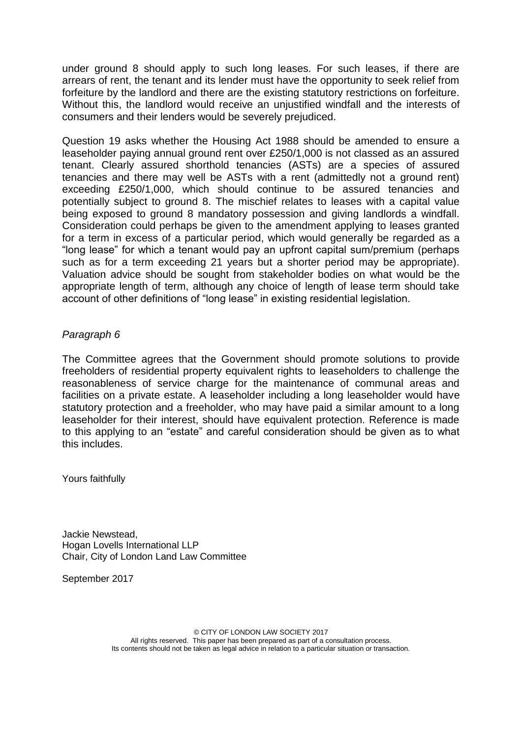under ground 8 should apply to such long leases. For such leases, if there are arrears of rent, the tenant and its lender must have the opportunity to seek relief from forfeiture by the landlord and there are the existing statutory restrictions on forfeiture. Without this, the landlord would receive an unjustified windfall and the interests of consumers and their lenders would be severely prejudiced.

Question 19 asks whether the Housing Act 1988 should be amended to ensure a leaseholder paying annual ground rent over £250/1,000 is not classed as an assured tenant. Clearly assured shorthold tenancies (ASTs) are a species of assured tenancies and there may well be ASTs with a rent (admittedly not a ground rent) exceeding £250/1,000, which should continue to be assured tenancies and potentially subject to ground 8. The mischief relates to leases with a capital value being exposed to ground 8 mandatory possession and giving landlords a windfall. Consideration could perhaps be given to the amendment applying to leases granted for a term in excess of a particular period, which would generally be regarded as a "long lease" for which a tenant would pay an upfront capital sum/premium (perhaps such as for a term exceeding 21 years but a shorter period may be appropriate). Valuation advice should be sought from stakeholder bodies on what would be the appropriate length of term, although any choice of length of lease term should take account of other definitions of "long lease" in existing residential legislation.

*Paragraph 6*

The Committee agrees that the Government should promote solutions to provide freeholders of residential property equivalent rights to leaseholders to challenge the reasonableness of service charge for the maintenance of communal areas and facilities on a private estate. A leaseholder including a long leaseholder would have statutory protection and a freeholder, who may have paid a similar amount to a long leaseholder for their interest, should have equivalent protection. Reference is made to this applying to an "estate" and careful consideration should be given as to what this includes.

Yours faithfully

Jackie Newstead,
Hogan Lovells International LLP
Chair, City of London Land Law Committee

September 2017

© CITY OF LONDON LAW SOCIETY 2017
All rights reserved. This paper has been prepared as part of a consultation process.
Its contents should not be taken as legal advice in relation to a particular situation or transaction.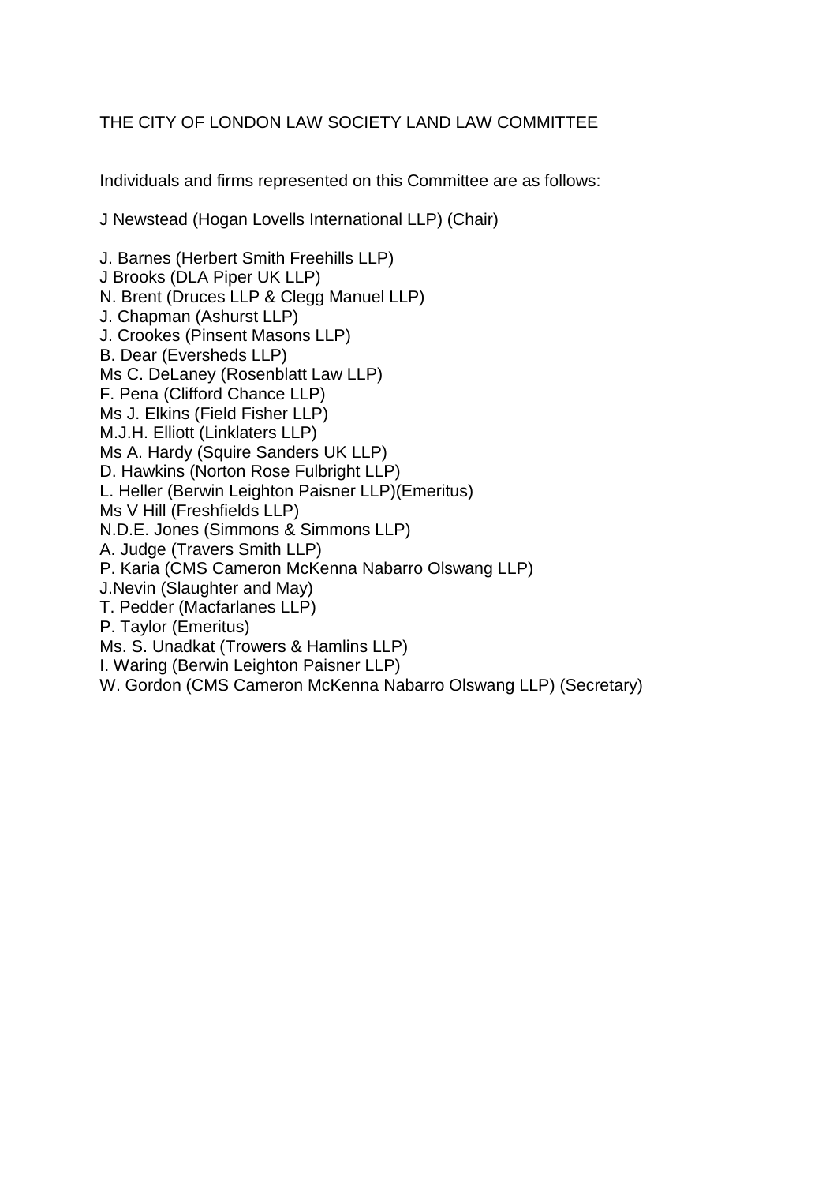THE CITY OF LONDON LAW SOCIETY LAND LAW COMMITTEE

Individuals and firms represented on this Committee are as follows:

J Newstead (Hogan Lovells International LLP) (Chair)

J. Barnes (Herbert Smith Freehills LLP)
J Brooks (DLA Piper UK LLP)
N. Brent (Druces LLP & Clegg Manuel LLP)
J. Chapman (Ashurst LLP)
J. Crookes (Pinsent Masons LLP)
B. Dear (Eversheds LLP)
Ms C. DeLaney (Rosenblatt Law LLP)
F. Pena (Clifford Chance LLP)
Ms J. Elkins (Field Fisher LLP)
M.J.H. Elliott (Linklaters LLP)
Ms A. Hardy (Squire Sanders UK LLP)
D. Hawkins (Norton Rose Fulbright LLP)
L. Heller (Berwin Leighton Paisner LLP)(Emeritus)
Ms V Hill (Freshfields LLP)
N.D.E. Jones (Simmons & Simmons LLP)
A. Judge (Travers Smith LLP)
P. Karia (CMS Cameron McKenna Nabarro Olswang LLP)
J.Nevin (Slaughter and May)
T. Pedder (Macfarlanes LLP)
P. Taylor (Emeritus)
Ms. S. Unadkat (Trowers & Hamlins LLP)
I. Waring (Berwin Leighton Paisner LLP)
W. Gordon (CMS Cameron McKenna Nabarro Olswang LLP) (Secretary)